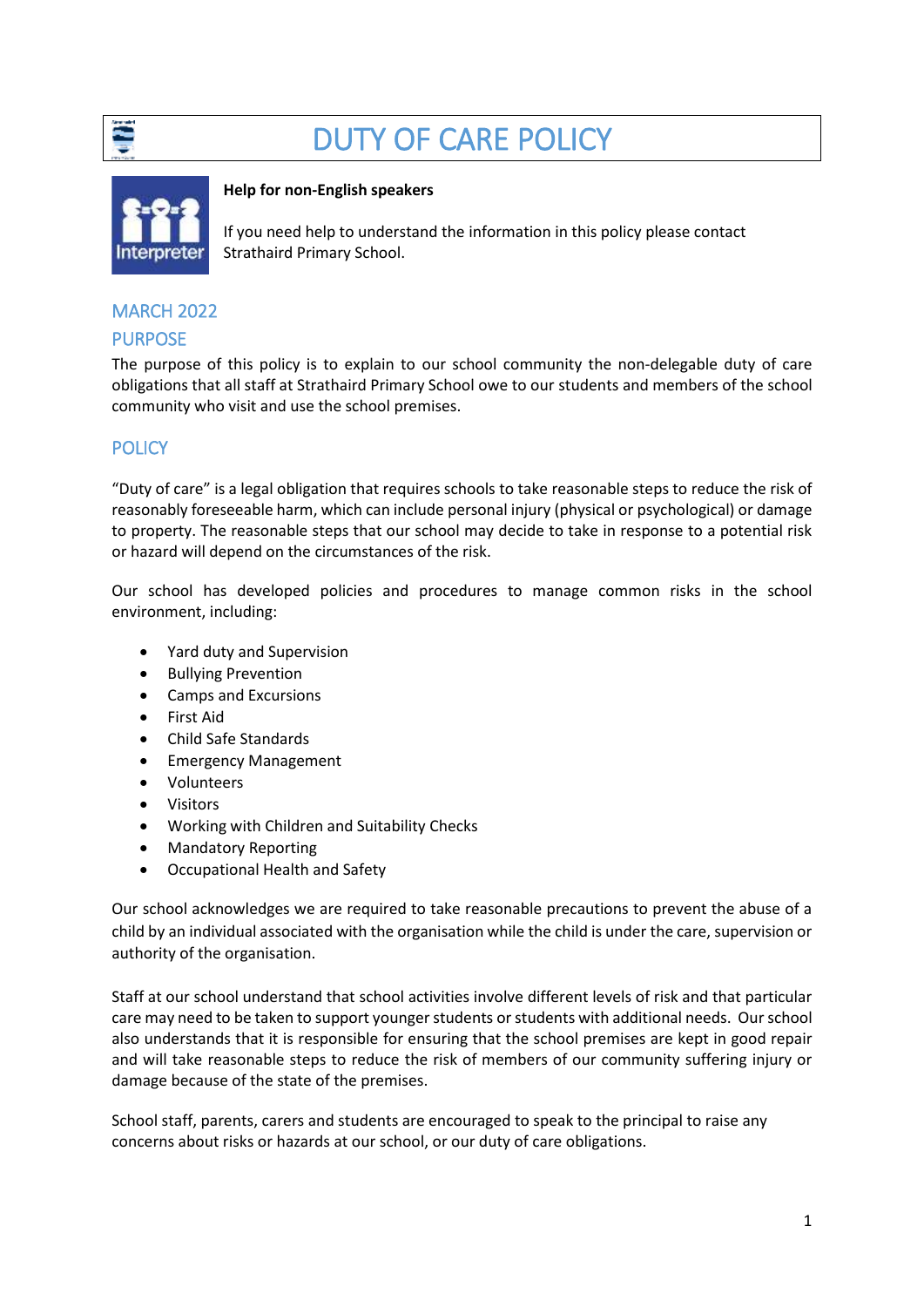# DUTY OF CARE POLICY

**Help for non-English speakers**

If you need help to understand the information in this policy please contact Strathaird Primary School.

## MARCH 2022

## PURPOSE

The purpose of this policy is to explain to our school community the non-delegable duty of care obligations that all staff at Strathaird Primary School owe to our students and members of the school community who visit and use the school premises.

## POLICY

"Duty of care" is a legal obligation that requires schools to take reasonable steps to reduce the risk of reasonably foreseeable harm, which can include personal injury (physical or psychological) or damage to property. The reasonable steps that our school may decide to take in response to a potential risk or hazard will depend on the circumstances of the risk.

Our school has developed policies and procedures to manage common risks in the school environment, including:

- Yard duty and Supervision
- Bullying Prevention
- Camps and Excursions
- First Aid
- Child Safe Standards
- Emergency Management
- Volunteers
- Visitors
- Working with Children and Suitability Checks
- Mandatory Reporting
- Occupational Health and Safety

Our school acknowledges we are required to take reasonable precautions to prevent the abuse of a child by an individual associated with the organisation while the child is under the care, supervision or authority of the organisation.

Staff at our school understand that school activities involve different levels of risk and that particular care may need to be taken to support younger students or students with additional needs. Our school also understands that it is responsible for ensuring that the school premises are kept in good repair and will take reasonable steps to reduce the risk of members of our community suffering injury or damage because of the state of the premises.

School staff, parents, carers and students are encouraged to speak to the principal to raise any concerns about risks or hazards at our school, or our duty of care obligations.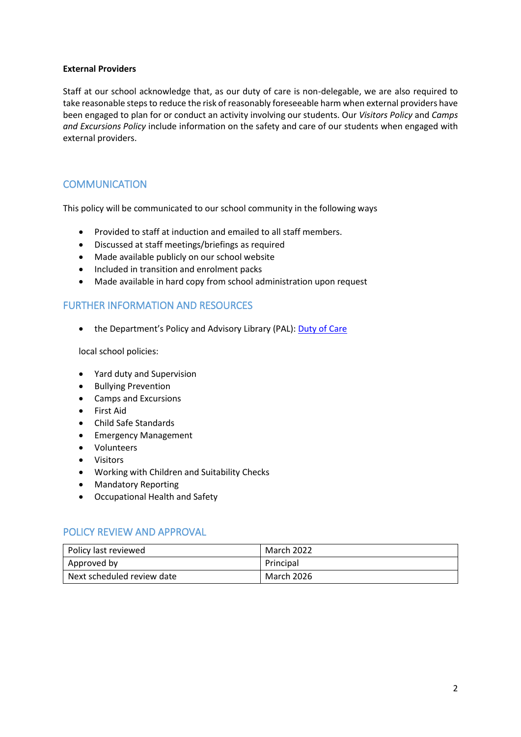**External Providers**

Staff at our school acknowledge that, as our duty of care is non-delegable, we are also required to take reasonable steps to reduce the risk of reasonably foreseeable harm when external providers have been engaged to plan for or conduct an activity involving our students. Our *Visitors Policy* and *Camps and Excursions Policy* include information on the safety and care of our students when engaged with external providers.

## COMMUNICATION

This policy will be communicated to our school community in the following ways

- Provided to staff at induction and emailed to all staff members.
- Discussed at staff meetings/briefings as required
- Made available publicly on our school website
- Included in transition and enrolment packs
- Made available in hard copy from school administration upon request

## FURTHER INFORMATION AND RESOURCES

- the Department's Policy and Advisory Library (PAL): Duty of Care

local school policies:

- Yard duty and Supervision
- Bullying Prevention
- Camps and Excursions
- First Aid
- Child Safe Standards
- Emergency Management
- Volunteers
- Visitors
- Working with Children and Suitability Checks
- Mandatory Reporting
- Occupational Health and Safety

## POLICY REVIEW AND APPROVAL

| | |
|---|---|
| Policy last reviewed | March 2022 |
| Approved by | Principal |
| Next scheduled review date | March 2026 |